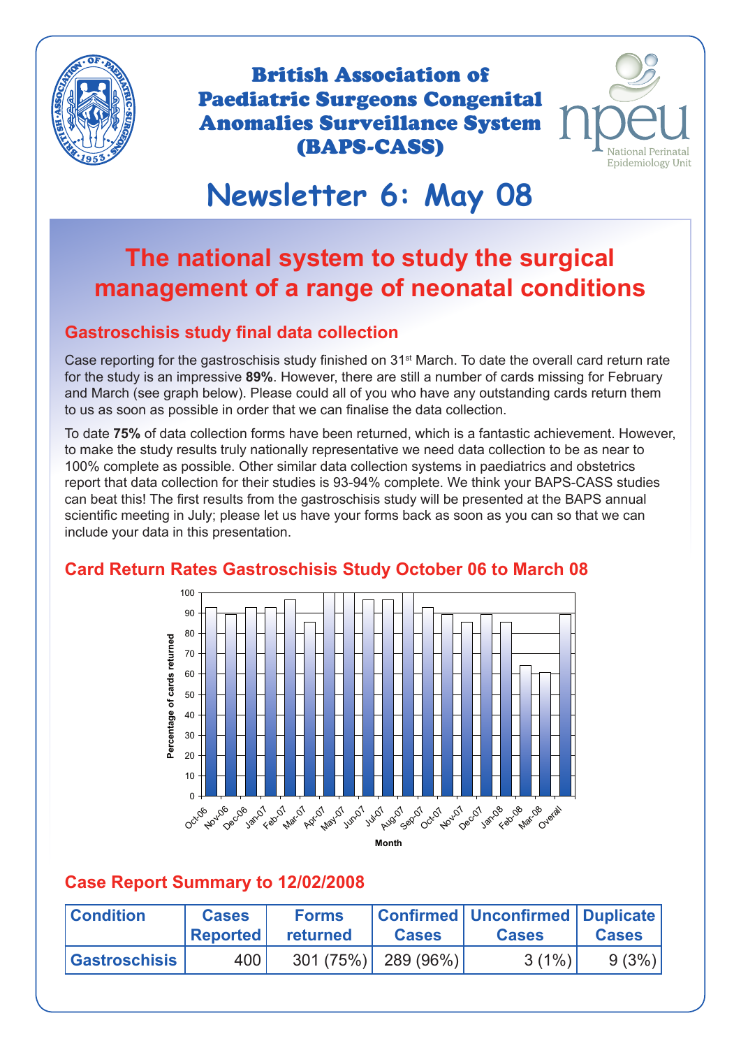# British Association of Paediatric Surgeons Congenital Anomalies Surveillance System (BAPS-CASS)

# Newsletter 6: May 08

## The national system to study the surgical management of a range of neonatal conditions

### Gastroschisis study final data collection

Case reporting for the gastroschisis study finished on 31st March. To date the overall card return rate for the study is an impressive **89%**. However, there are still a number of cards missing for February and March (see graph below). Please could all of you who have any outstanding cards return them to us as soon as possible in order that we can finalise the data collection.

To date **75%** of data collection forms have been returned, which is a fantastic achievement. However, to make the study results truly nationally representative we need data collection to be as near to 100% complete as possible. Other similar data collection systems in paediatrics and obstetrics report that data collection for their studies is 93-94% complete. We think your BAPS-CASS studies can beat this! The first results from the gastroschisis study will be presented at the BAPS annual scientific meeting in July; please let us have your forms back as soon as you can so that we can include your data in this presentation.

### Card Return Rates Gastroschisis Study October 06 to March 08

| Month | Percentage of cards returned (approx.) |
|---|---|
| Oct-06 | 93 |
| Nov-06 | 89 |
| Dec-06 | 93 |
| Jan-07 | 93 |
| Feb-07 | 96 |
| Mar-07 | 86 |
| Apr-07 | 100 |
| May-07 | 100 |
| Jun-07 | 96 |
| Jul-07 | 96 |
| Aug-07 | 100 |
| Sep-07 | 93 |
| Oct-07 | 89 |
| Nov-07 | 86 |
| Dec-07 | 89 |
| Jan-08 | 86 |
| Feb-08 | 64 |
| Mar-08 | 61 |
| Overall | 89 |

### Case Report Summary to 12/02/2008

| Condition | Cases Reported | Forms returned | Confirmed Cases | Unconfirmed Cases | Duplicate Cases |
|---|---|---|---|---|---|
| Gastroschisis | 400 | 301 (75%) | 289 (96%) | 3 (1%) | 9 (3%) |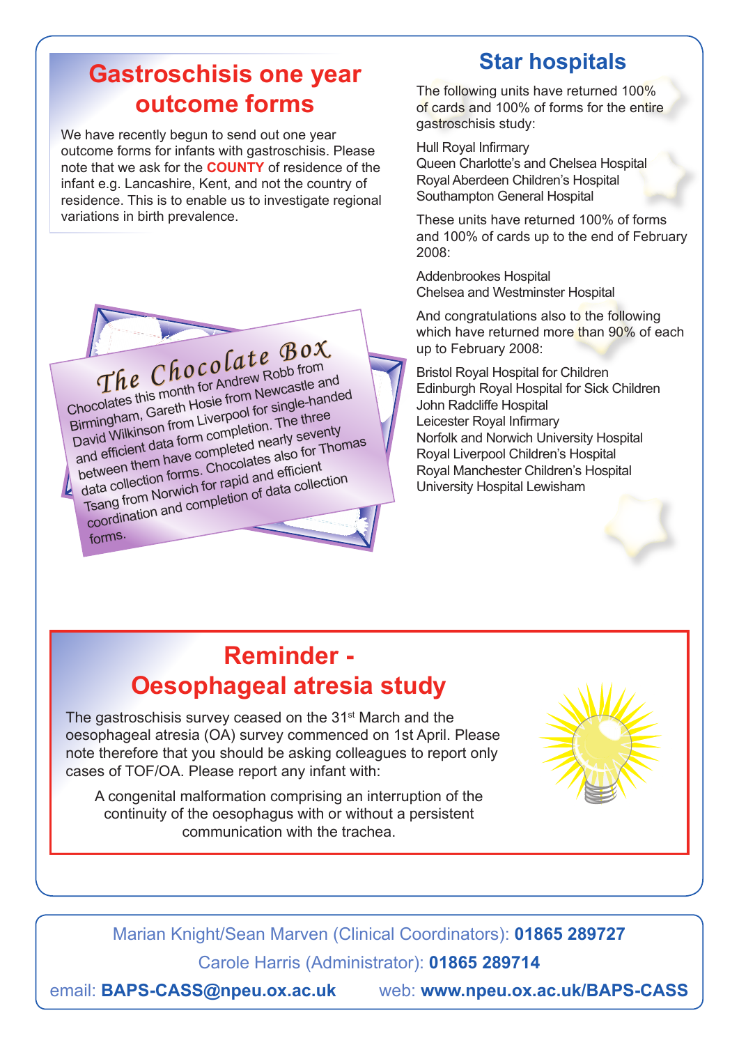## Gastroschisis one year outcome forms

We have recently begun to send out one year outcome forms for infants with gastroschisis. Please note that we ask for the **COUNTY** of residence of the infant e.g. Lancashire, Kent, and not the country of residence. This is to enable us to investigate regional variations in birth prevalence.

### *The Chocolate Box*

Chocolates this month for Andrew Robb from Birmingham, Gareth Hosie from Newcastle and David Wilkinson from Liverpool for single-handed and efficient data form completion. The three between them have completed nearly seventy data collection forms. Chocolates also for Thomas Tsang from Norwich for rapid and efficient coordination and completion of data collection forms.

## Star hospitals

The following units have returned 100% of cards and 100% of forms for the entire gastroschisis study:

Hull Royal Infirmary
Queen Charlotte's and Chelsea Hospital
Royal Aberdeen Children's Hospital
Southampton General Hospital

These units have returned 100% of forms and 100% of cards up to the end of February 2008:

Addenbrookes Hospital
Chelsea and Westminster Hospital

And congratulations also to the following which have returned more than 90% of each up to February 2008:

Bristol Royal Hospital for Children
Edinburgh Royal Hospital for Sick Children
John Radcliffe Hospital
Leicester Royal Infirmary
Norfolk and Norwich University Hospital
Royal Liverpool Children's Hospital
Royal Manchester Children's Hospital
University Hospital Lewisham

## Reminder - Oesophageal atresia study

The gastroschisis survey ceased on the 31st March and the oesophageal atresia (OA) survey commenced on 1st April. Please note therefore that you should be asking colleagues to report only cases of TOF/OA. Please report any infant with:

> A congenital malformation comprising an interruption of the continuity of the oesophagus with or without a persistent communication with the trachea.

Marian Knight/Sean Marven (Clinical Coordinators): **01865 289727**

Carole Harris (Administrator): **01865 289714**

email: **BAPS-CASS@npeu.ox.ac.uk** web: **www.npeu.ox.ac.uk/BAPS-CASS**